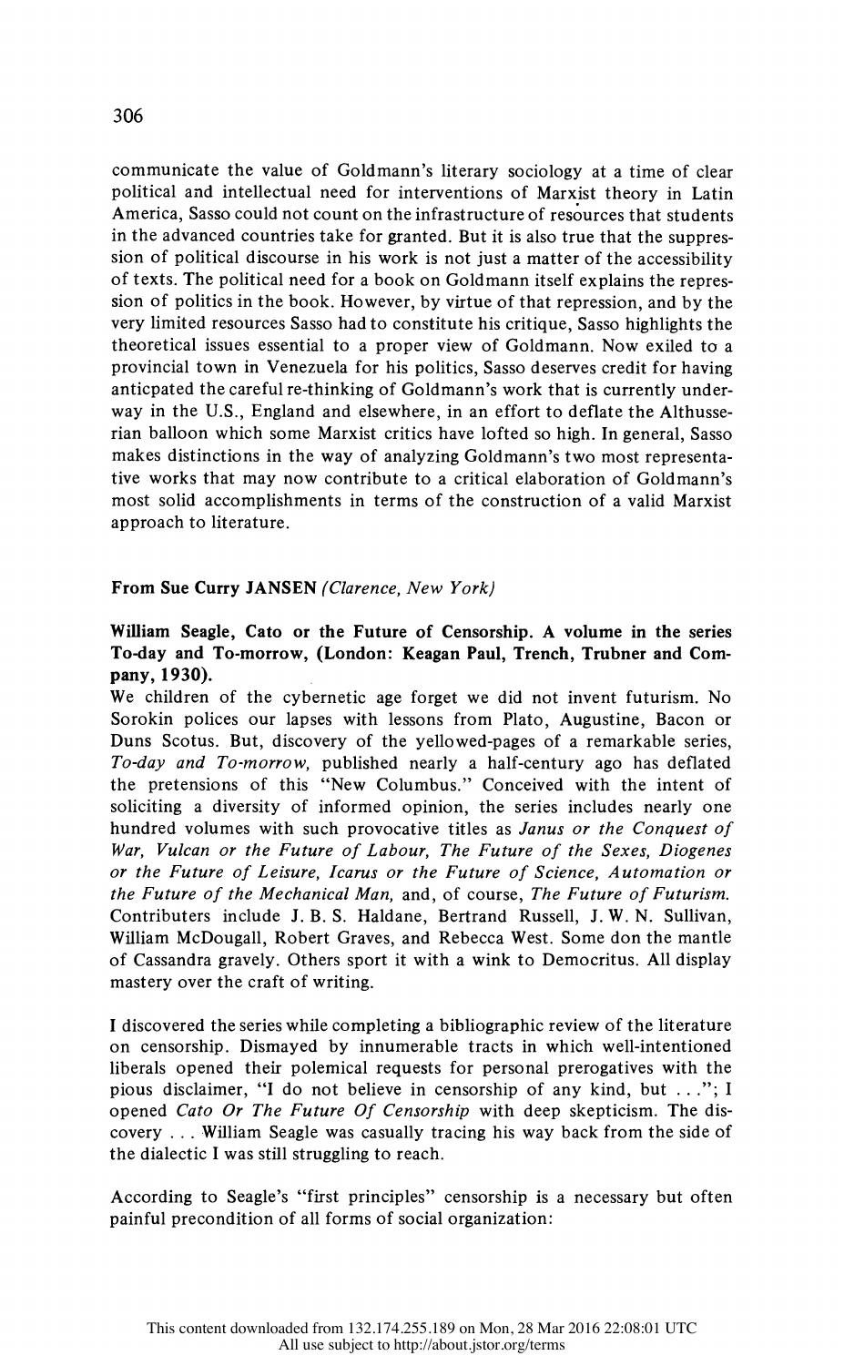communicate the value of Goldmann's literary sociology at a time of clear political and intellectual need for interventions of Marxist theory in Latin America, Sasso could not count on the infrastructure of resources that students in the advanced countries take for granted. But it is also true that the suppression of political discourse in his work is not just a matter of the accessibility of texts. The political need for a book on Goldmann itself explains the repression of politics in the book. However, by virtue of that repression, and by the very limited resources Sasso had to constitute his critique, Sasso highlights the theoretical issues essential to a proper view of Goldmann. Now exiled to a provincial town in Venezuela for his politics, Sasso deserves credit for having anticpated the careful re-thinking of Goldmann's work that is currently underway in the U.S., England and elsewhere, in an effort to deflate the Althusserian balloon which some Marxist critics have lofted so high. In general, Sasso makes distinctions in the way of analyzing Goldmann's two most representative works that may now contribute to a critical elaboration of Goldmann's most solid accomplishments in terms of the construction of a valid Marxist approach to literature.

**From Sue Curry JANSEN** *(Clarence, New York)*

**William Seagle, Cato or the Future of Censorship. A volume in the series To-day and To-morrow, (London: Keagan Paul, Trench, Trubner and Company, 1930).**

We children of the cybernetic age forget we did not invent futurism. No Sorokin polices our lapses with lessons from Plato, Augustine, Bacon or Duns Scotus. But, discovery of the yellowed-pages of a remarkable series, *To-day and To-morrow,* published nearly a half-century ago has deflated the pretensions of this "New Columbus." Conceived with the intent of soliciting a diversity of informed opinion, the series includes nearly one hundred volumes with such provocative titles as *Janus or the Conquest of War, Vulcan or the Future of Labour, The Future of the Sexes, Diogenes or the Future of Leisure, Icarus or the Future of Science, Automation or the Future of the Mechanical Man,* and, of course, *The Future of Futurism.* Contributers include J. B. S. Haldane, Bertrand Russell, J. W. N. Sullivan, William McDougall, Robert Graves, and Rebecca West. Some don the mantle of Cassandra gravely. Others sport it with a wink to Democritus. All display mastery over the craft of writing.

I discovered the series while completing a bibliographic review of the literature on censorship. Dismayed by innumerable tracts in which well-intentioned liberals opened their polemical requests for personal prerogatives with the pious disclaimer, "I do not believe in censorship of any kind, but . . ."; I opened *Cato Or The Future Of Censorship* with deep skepticism. The discovery . . . William Seagle was casually tracing his way back from the side of the dialectic I was still struggling to reach.

According to Seagle's "first principles" censorship is a necessary but often painful precondition of all forms of social organization: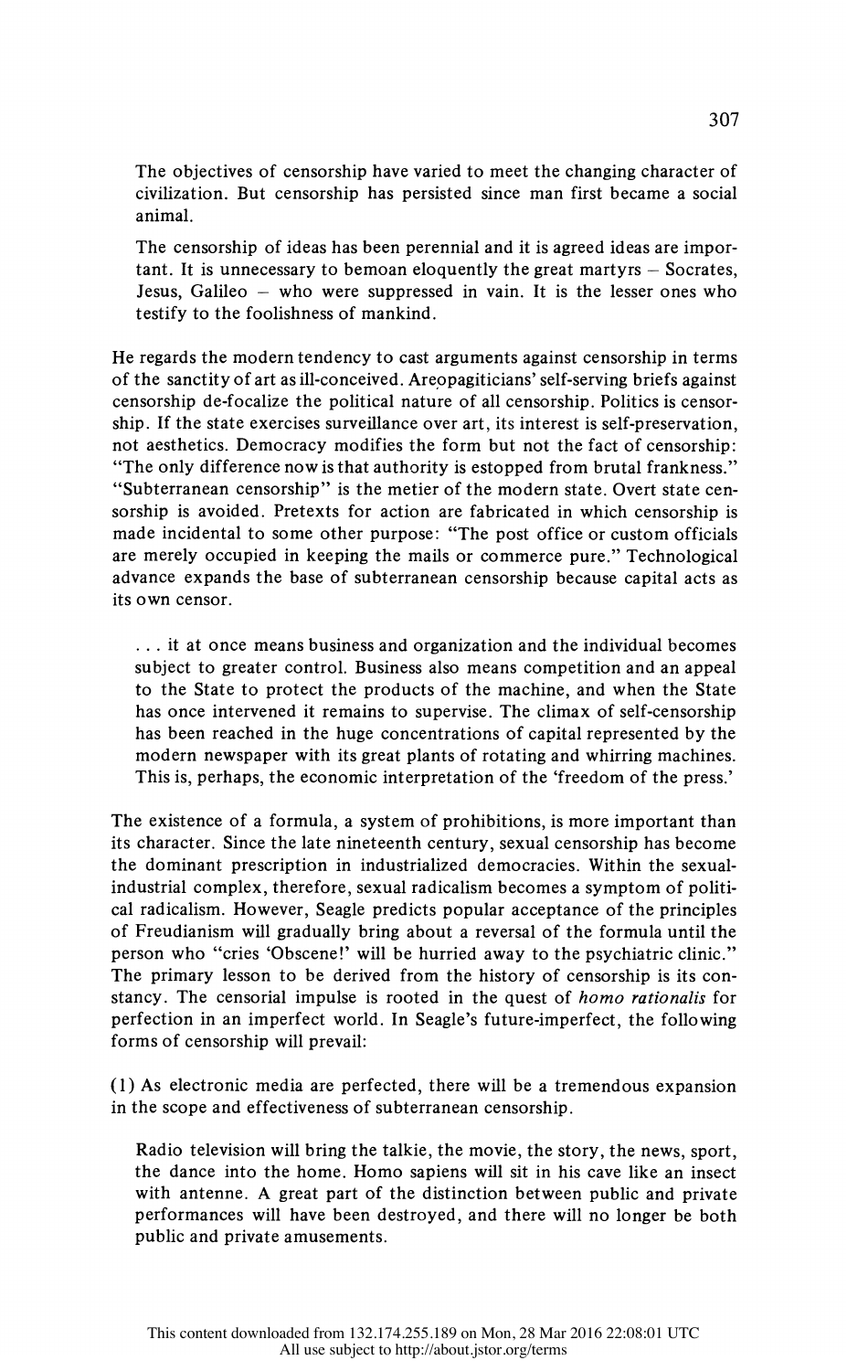> The objectives of censorship have varied to meet the changing character of civilization. But censorship has persisted since man first became a social animal.
>
> The censorship of ideas has been perennial and it is agreed ideas are important. It is unnecessary to bemoan eloquently the great martyrs – Socrates, Jesus, Galileo – who were suppressed in vain. It is the lesser ones who testify to the foolishness of mankind.

He regards the modern tendency to cast arguments against censorship in terms of the sanctity of art as ill-conceived. Areopagiticians' self-serving briefs against censorship de-focalize the political nature of all censorship. Politics is censorship. If the state exercises surveillance over art, its interest is self-preservation, not aesthetics. Democracy modifies the form but not the fact of censorship: "The only difference now is that authority is estopped from brutal frankness." "Subterranean censorship" is the metier of the modern state. Overt state censorship is avoided. Pretexts for action are fabricated in which censorship is made incidental to some other purpose: "The post office or custom officials are merely occupied in keeping the mails or commerce pure." Technological advance expands the base of subterranean censorship because capital acts as its own censor.

> . . . it at once means business and organization and the individual becomes subject to greater control. Business also means competition and an appeal to the State to protect the products of the machine, and when the State has once intervened it remains to supervise. The climax of self-censorship has been reached in the huge concentrations of capital represented by the modern newspaper with its great plants of rotating and whirring machines. This is, perhaps, the economic interpretation of the 'freedom of the press.'

The existence of a formula, a system of prohibitions, is more important than its character. Since the late nineteenth century, sexual censorship has become the dominant prescription in industrialized democracies. Within the sexual-industrial complex, therefore, sexual radicalism becomes a symptom of political radicalism. However, Seagle predicts popular acceptance of the principles of Freudianism will gradually bring about a reversal of the formula until the person who "cries 'Obscene!' will be hurried away to the psychiatric clinic." The primary lesson to be derived from the history of censorship is its constancy. The censorial impulse is rooted in the quest of *homo rationalis* for perfection in an imperfect world. In Seagle's future-imperfect, the following forms of censorship will prevail:

(1) As electronic media are perfected, there will be a tremendous expansion in the scope and effectiveness of subterranean censorship.

> Radio television will bring the talkie, the movie, the story, the news, sport, the dance into the home. Homo sapiens will sit in his cave like an insect with antenne. A great part of the distinction between public and private performances will have been destroyed, and there will no longer be both public and private amusements.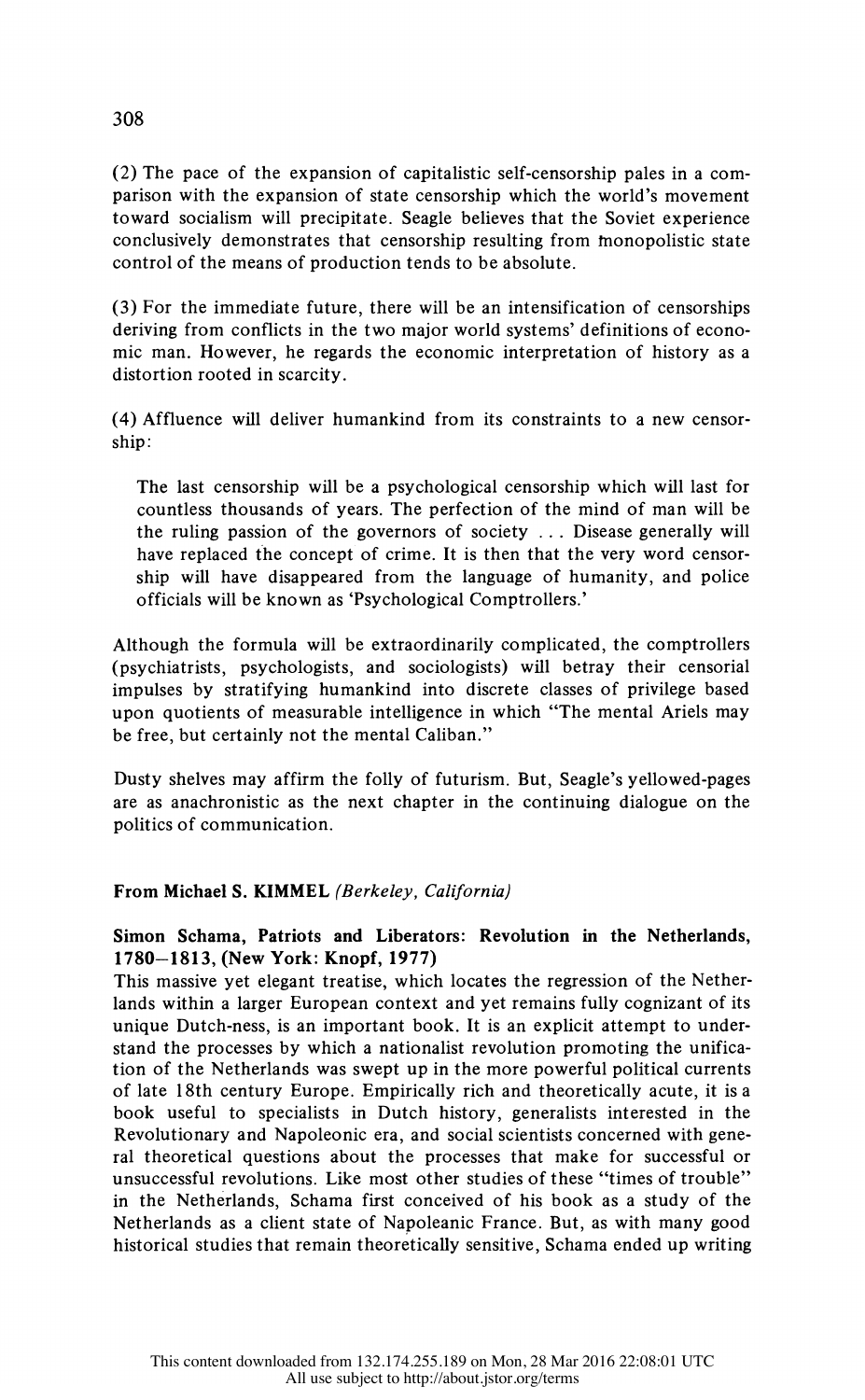(2) The pace of the expansion of capitalistic self-censorship pales in a comparison with the expansion of state censorship which the world's movement toward socialism will precipitate. Seagle believes that the Soviet experience conclusively demonstrates that censorship resulting from monopolistic state control of the means of production tends to be absolute.

(3) For the immediate future, there will be an intensification of censorships deriving from conflicts in the two major world systems' definitions of economic man. However, he regards the economic interpretation of history as a distortion rooted in scarcity.

(4) Affluence will deliver humankind from its constraints to a new censorship:

> The last censorship will be a psychological censorship which will last for countless thousands of years. The perfection of the mind of man will be the ruling passion of the governors of society ... Disease generally will have replaced the concept of crime. It is then that the very word censorship will have disappeared from the language of humanity, and police officials will be known as 'Psychological Comptrollers.'

Although the formula will be extraordinarily complicated, the comptrollers (psychiatrists, psychologists, and sociologists) will betray their censorial impulses by stratifying humankind into discrete classes of privilege based upon quotients of measurable intelligence in which "The mental Ariels may be free, but certainly not the mental Caliban."

Dusty shelves may affirm the folly of futurism. But, Seagle's yellowed-pages are as anachronistic as the next chapter in the continuing dialogue on the politics of communication.

**From Michael S. KIMMEL** *(Berkeley, California)*

**Simon Schama, Patriots and Liberators: Revolution in the Netherlands, 1780–1813, (New York: Knopf, 1977)**

This massive yet elegant treatise, which locates the regression of the Netherlands within a larger European context and yet remains fully cognizant of its unique Dutch-ness, is an important book. It is an explicit attempt to understand the processes by which a nationalist revolution promoting the unification of the Netherlands was swept up in the more powerful political currents of late 18th century Europe. Empirically rich and theoretically acute, it is a book useful to specialists in Dutch history, generalists interested in the Revolutionary and Napoleonic era, and social scientists concerned with general theoretical questions about the processes that make for successful or unsuccessful revolutions. Like most other studies of these "times of trouble" in the Netherlands, Schama first conceived of his book as a study of the Netherlands as a client state of Napoleanic France. But, as with many good historical studies that remain theoretically sensitive, Schama ended up writing